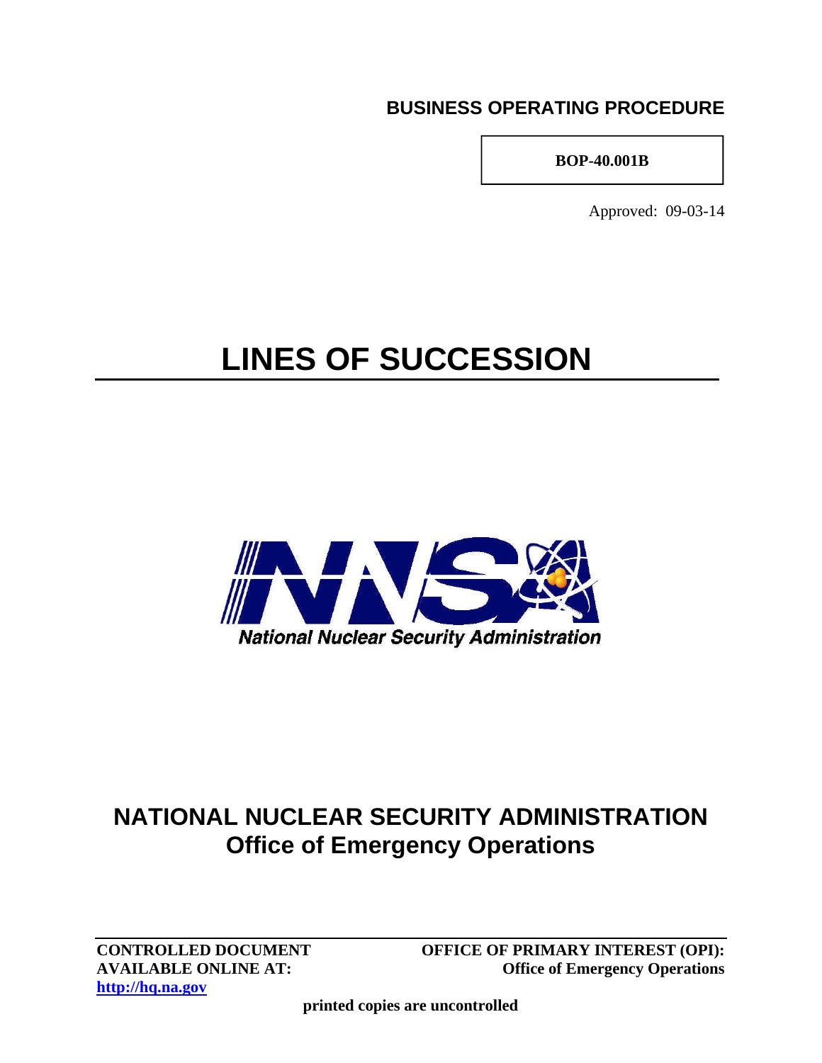**BUSINESS OPERATING PROCEDURE**

**BOP-40.001B**

Approved: 09-03-14

# LINES OF SUCCESSION

National Nuclear Security Administration

## NATIONAL NUCLEAR SECURITY ADMINISTRATION
## Office of Emergency Operations

**CONTROLLED DOCUMENT AVAILABLE ONLINE AT:**
**http://hq.na.gov**

**OFFICE OF PRIMARY INTEREST (OPI):**
**Office of Emergency Operations**

**printed copies are uncontrolled**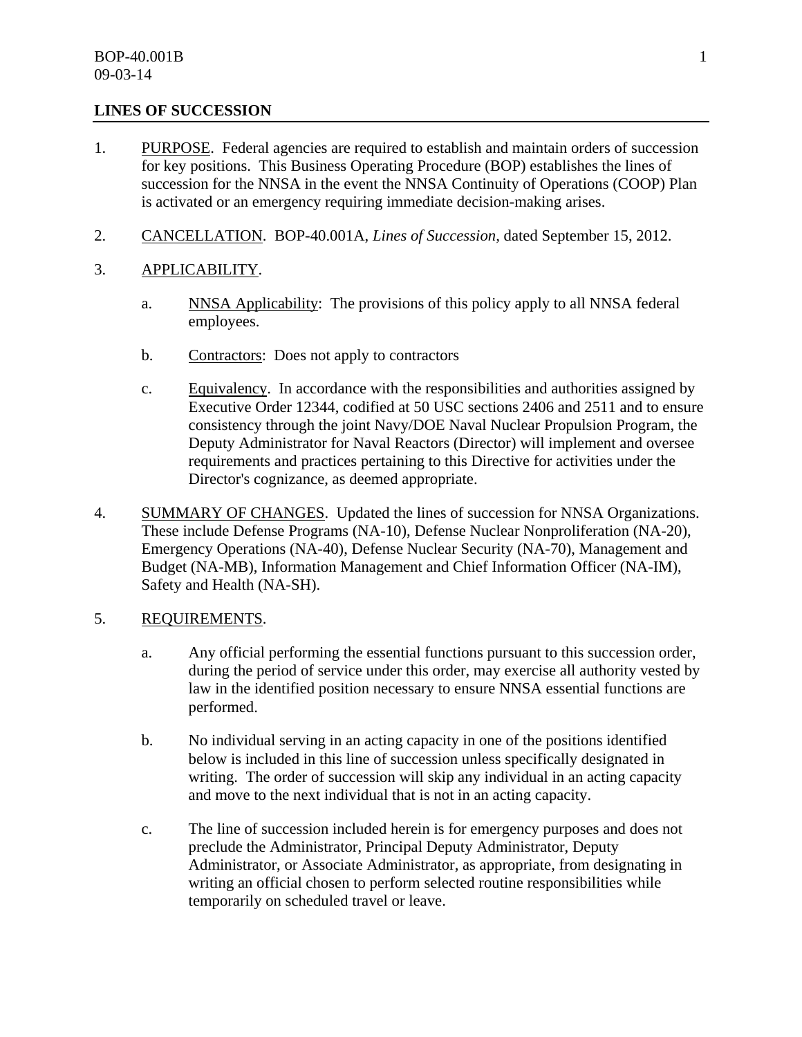BOP-40.001B
09-03-14

## LINES OF SUCCESSION

1. PURPOSE. Federal agencies are required to establish and maintain orders of succession for key positions. This Business Operating Procedure (BOP) establishes the lines of succession for the NNSA in the event the NNSA Continuity of Operations (COOP) Plan is activated or an emergency requiring immediate decision-making arises.

2. CANCELLATION. BOP-40.001A, *Lines of Succession*, dated September 15, 2012.

3. APPLICABILITY.

   a. NNSA Applicability: The provisions of this policy apply to all NNSA federal employees.

   b. Contractors: Does not apply to contractors

   c. Equivalency. In accordance with the responsibilities and authorities assigned by Executive Order 12344, codified at 50 USC sections 2406 and 2511 and to ensure consistency through the joint Navy/DOE Naval Nuclear Propulsion Program, the Deputy Administrator for Naval Reactors (Director) will implement and oversee requirements and practices pertaining to this Directive for activities under the Director's cognizance, as deemed appropriate.

4. SUMMARY OF CHANGES. Updated the lines of succession for NNSA Organizations. These include Defense Programs (NA-10), Defense Nuclear Nonproliferation (NA-20), Emergency Operations (NA-40), Defense Nuclear Security (NA-70), Management and Budget (NA-MB), Information Management and Chief Information Officer (NA-IM), Safety and Health (NA-SH).

5. REQUIREMENTS.

   a. Any official performing the essential functions pursuant to this succession order, during the period of service under this order, may exercise all authority vested by law in the identified position necessary to ensure NNSA essential functions are performed.

   b. No individual serving in an acting capacity in one of the positions identified below is included in this line of succession unless specifically designated in writing. The order of succession will skip any individual in an acting capacity and move to the next individual that is not in an acting capacity.

   c. The line of succession included herein is for emergency purposes and does not preclude the Administrator, Principal Deputy Administrator, Deputy Administrator, or Associate Administrator, as appropriate, from designating in writing an official chosen to perform selected routine responsibilities while temporarily on scheduled travel or leave.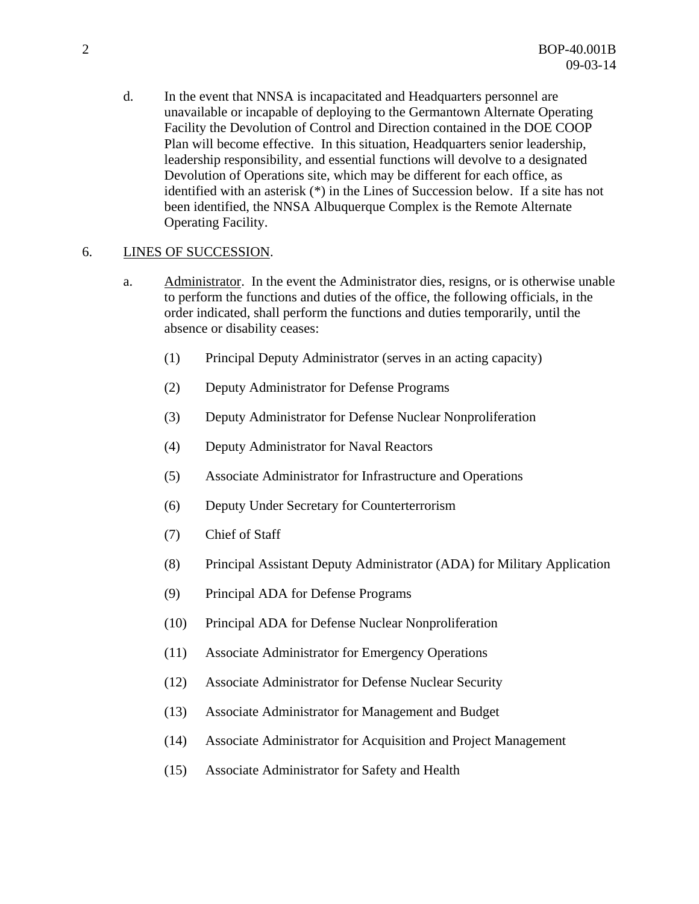d. In the event that NNSA is incapacitated and Headquarters personnel are unavailable or incapable of deploying to the Germantown Alternate Operating Facility the Devolution of Control and Direction contained in the DOE COOP Plan will become effective. In this situation, Headquarters senior leadership, leadership responsibility, and essential functions will devolve to a designated Devolution of Operations site, which may be different for each office, as identified with an asterisk (*) in the Lines of Succession below. If a site has not been identified, the NNSA Albuquerque Complex is the Remote Alternate Operating Facility.

6. LINES OF SUCCESSION.

a. Administrator. In the event the Administrator dies, resigns, or is otherwise unable to perform the functions and duties of the office, the following officials, in the order indicated, shall perform the functions and duties temporarily, until the absence or disability ceases:

(1) Principal Deputy Administrator (serves in an acting capacity)

(2) Deputy Administrator for Defense Programs

(3) Deputy Administrator for Defense Nuclear Nonproliferation

(4) Deputy Administrator for Naval Reactors

(5) Associate Administrator for Infrastructure and Operations

(6) Deputy Under Secretary for Counterterrorism

(7) Chief of Staff

(8) Principal Assistant Deputy Administrator (ADA) for Military Application

(9) Principal ADA for Defense Programs

(10) Principal ADA for Defense Nuclear Nonproliferation

(11) Associate Administrator for Emergency Operations

(12) Associate Administrator for Defense Nuclear Security

(13) Associate Administrator for Management and Budget

(14) Associate Administrator for Acquisition and Project Management

(15) Associate Administrator for Safety and Health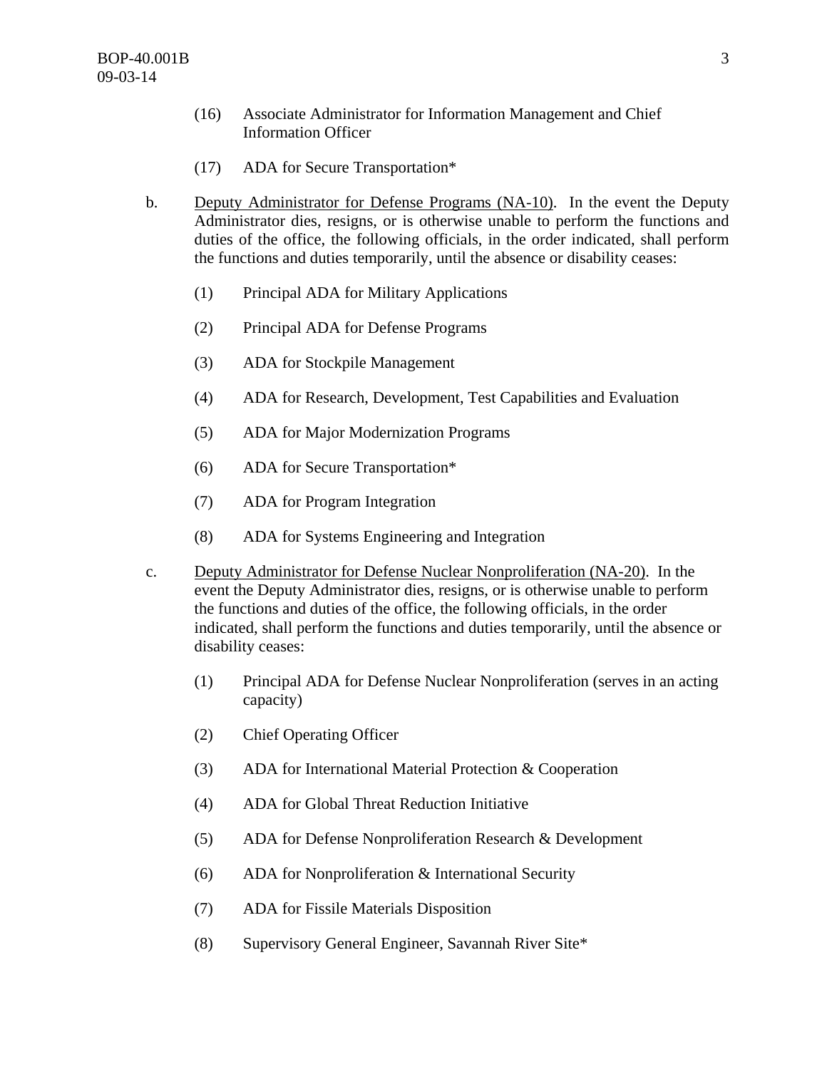(16) Associate Administrator for Information Management and Chief Information Officer

(17) ADA for Secure Transportation*

b. <u>Deputy Administrator for Defense Programs (NA-10)</u>. In the event the Deputy Administrator dies, resigns, or is otherwise unable to perform the functions and duties of the office, the following officials, in the order indicated, shall perform the functions and duties temporarily, until the absence or disability ceases:

(1) Principal ADA for Military Applications

(2) Principal ADA for Defense Programs

(3) ADA for Stockpile Management

(4) ADA for Research, Development, Test Capabilities and Evaluation

(5) ADA for Major Modernization Programs

(6) ADA for Secure Transportation*

(7) ADA for Program Integration

(8) ADA for Systems Engineering and Integration

c. <u>Deputy Administrator for Defense Nuclear Nonproliferation (NA-20)</u>. In the event the Deputy Administrator dies, resigns, or is otherwise unable to perform the functions and duties of the office, the following officials, in the order indicated, shall perform the functions and duties temporarily, until the absence or disability ceases:

(1) Principal ADA for Defense Nuclear Nonproliferation (serves in an acting capacity)

(2) Chief Operating Officer

(3) ADA for International Material Protection & Cooperation

(4) ADA for Global Threat Reduction Initiative

(5) ADA for Defense Nonproliferation Research & Development

(6) ADA for Nonproliferation & International Security

(7) ADA for Fissile Materials Disposition

(8) Supervisory General Engineer, Savannah River Site*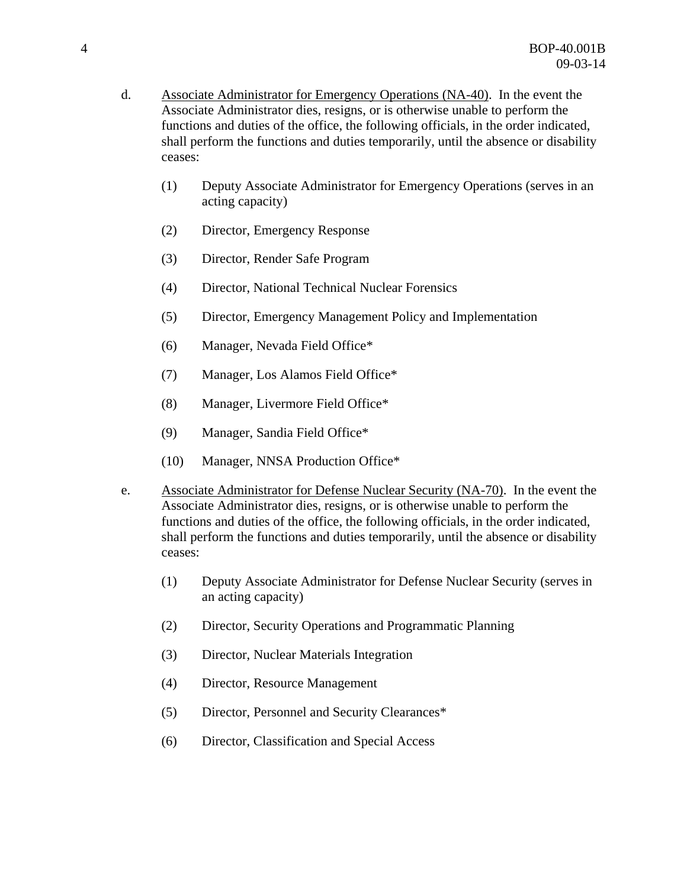d. <u>Associate Administrator for Emergency Operations (NA-40)</u>. In the event the Associate Administrator dies, resigns, or is otherwise unable to perform the functions and duties of the office, the following officials, in the order indicated, shall perform the functions and duties temporarily, until the absence or disability ceases:

   (1) Deputy Associate Administrator for Emergency Operations (serves in an acting capacity)

   (2) Director, Emergency Response

   (3) Director, Render Safe Program

   (4) Director, National Technical Nuclear Forensics

   (5) Director, Emergency Management Policy and Implementation

   (6) Manager, Nevada Field Office*

   (7) Manager, Los Alamos Field Office*

   (8) Manager, Livermore Field Office*

   (9) Manager, Sandia Field Office*

   (10) Manager, NNSA Production Office*

e. <u>Associate Administrator for Defense Nuclear Security (NA-70)</u>. In the event the Associate Administrator dies, resigns, or is otherwise unable to perform the functions and duties of the office, the following officials, in the order indicated, shall perform the functions and duties temporarily, until the absence or disability ceases:

   (1) Deputy Associate Administrator for Defense Nuclear Security (serves in an acting capacity)

   (2) Director, Security Operations and Programmatic Planning

   (3) Director, Nuclear Materials Integration

   (4) Director, Resource Management

   (5) Director, Personnel and Security Clearances*

   (6) Director, Classification and Special Access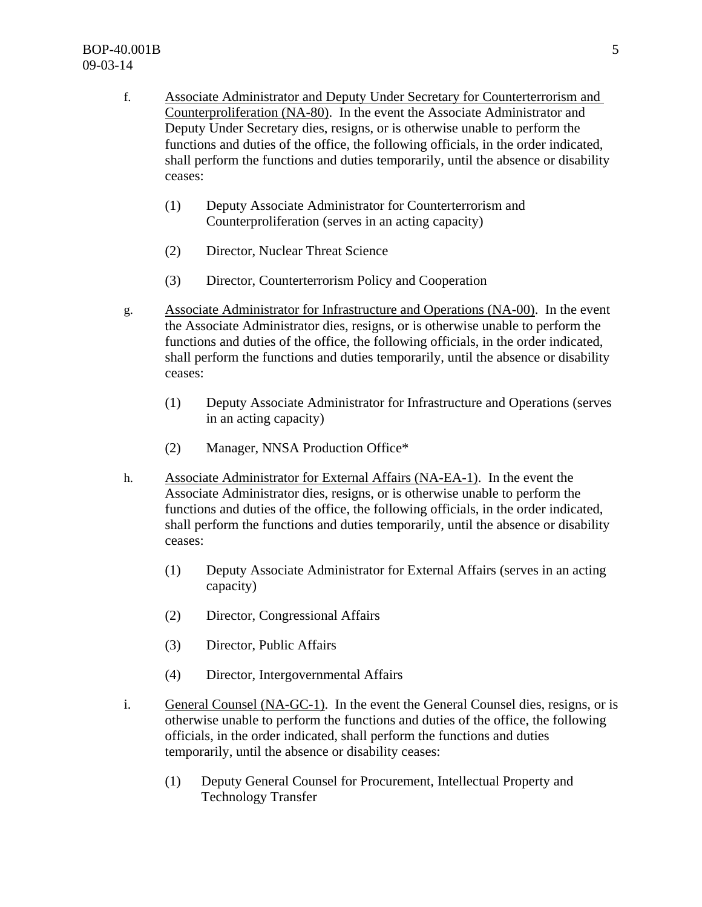f. Associate Administrator and Deputy Under Secretary for Counterterrorism and Counterproliferation (NA-80). In the event the Associate Administrator and Deputy Under Secretary dies, resigns, or is otherwise unable to perform the functions and duties of the office, the following officials, in the order indicated, shall perform the functions and duties temporarily, until the absence or disability ceases:

   (1) Deputy Associate Administrator for Counterterrorism and Counterproliferation (serves in an acting capacity)

   (2) Director, Nuclear Threat Science

   (3) Director, Counterterrorism Policy and Cooperation

g. Associate Administrator for Infrastructure and Operations (NA-00). In the event the Associate Administrator dies, resigns, or is otherwise unable to perform the functions and duties of the office, the following officials, in the order indicated, shall perform the functions and duties temporarily, until the absence or disability ceases:

   (1) Deputy Associate Administrator for Infrastructure and Operations (serves in an acting capacity)

   (2) Manager, NNSA Production Office*

h. Associate Administrator for External Affairs (NA-EA-1). In the event the Associate Administrator dies, resigns, or is otherwise unable to perform the functions and duties of the office, the following officials, in the order indicated, shall perform the functions and duties temporarily, until the absence or disability ceases:

   (1) Deputy Associate Administrator for External Affairs (serves in an acting capacity)

   (2) Director, Congressional Affairs

   (3) Director, Public Affairs

   (4) Director, Intergovernmental Affairs

i. General Counsel (NA-GC-1). In the event the General Counsel dies, resigns, or is otherwise unable to perform the functions and duties of the office, the following officials, in the order indicated, shall perform the functions and duties temporarily, until the absence or disability ceases:

   (1) Deputy General Counsel for Procurement, Intellectual Property and Technology Transfer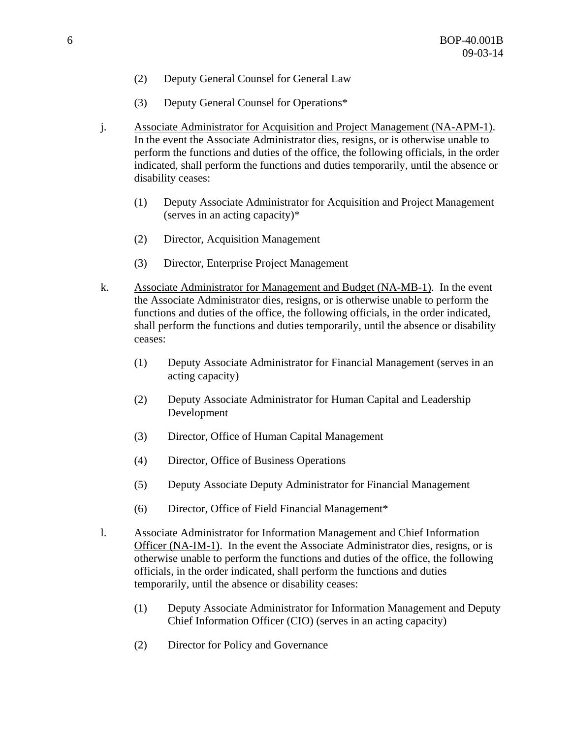(2) Deputy General Counsel for General Law

(3) Deputy General Counsel for Operations*

j. Associate Administrator for Acquisition and Project Management (NA-APM-1). In the event the Associate Administrator dies, resigns, or is otherwise unable to perform the functions and duties of the office, the following officials, in the order indicated, shall perform the functions and duties temporarily, until the absence or disability ceases:

(1) Deputy Associate Administrator for Acquisition and Project Management (serves in an acting capacity)*

(2) Director, Acquisition Management

(3) Director, Enterprise Project Management

k. Associate Administrator for Management and Budget (NA-MB-1). In the event the Associate Administrator dies, resigns, or is otherwise unable to perform the functions and duties of the office, the following officials, in the order indicated, shall perform the functions and duties temporarily, until the absence or disability ceases:

(1) Deputy Associate Administrator for Financial Management (serves in an acting capacity)

(2) Deputy Associate Administrator for Human Capital and Leadership Development

(3) Director, Office of Human Capital Management

(4) Director, Office of Business Operations

(5) Deputy Associate Deputy Administrator for Financial Management

(6) Director, Office of Field Financial Management*

l. Associate Administrator for Information Management and Chief Information Officer (NA-IM-1). In the event the Associate Administrator dies, resigns, or is otherwise unable to perform the functions and duties of the office, the following officials, in the order indicated, shall perform the functions and duties temporarily, until the absence or disability ceases:

(1) Deputy Associate Administrator for Information Management and Deputy Chief Information Officer (CIO) (serves in an acting capacity)

(2) Director for Policy and Governance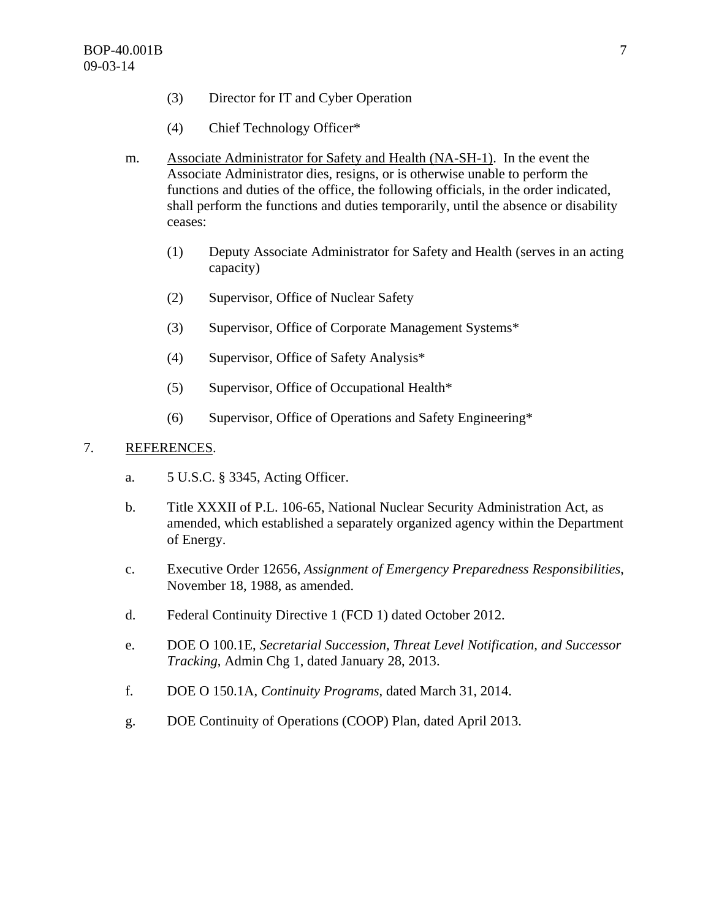(3) Director for IT and Cyber Operation

(4) Chief Technology Officer*

m. Associate Administrator for Safety and Health (NA-SH-1). In the event the Associate Administrator dies, resigns, or is otherwise unable to perform the functions and duties of the office, the following officials, in the order indicated, shall perform the functions and duties temporarily, until the absence or disability ceases:

(1) Deputy Associate Administrator for Safety and Health (serves in an acting capacity)

(2) Supervisor, Office of Nuclear Safety

(3) Supervisor, Office of Corporate Management Systems*

(4) Supervisor, Office of Safety Analysis*

(5) Supervisor, Office of Occupational Health*

(6) Supervisor, Office of Operations and Safety Engineering*

7. REFERENCES.

a. 5 U.S.C. § 3345, Acting Officer.

b. Title XXXII of P.L. 106-65, National Nuclear Security Administration Act, as amended, which established a separately organized agency within the Department of Energy.

c. Executive Order 12656, *Assignment of Emergency Preparedness Responsibilities*, November 18, 1988, as amended.

d. Federal Continuity Directive 1 (FCD 1) dated October 2012.

e. DOE O 100.1E, *Secretarial Succession, Threat Level Notification, and Successor Tracking*, Admin Chg 1, dated January 28, 2013.

f. DOE O 150.1A, *Continuity Programs*, dated March 31, 2014.

g. DOE Continuity of Operations (COOP) Plan, dated April 2013.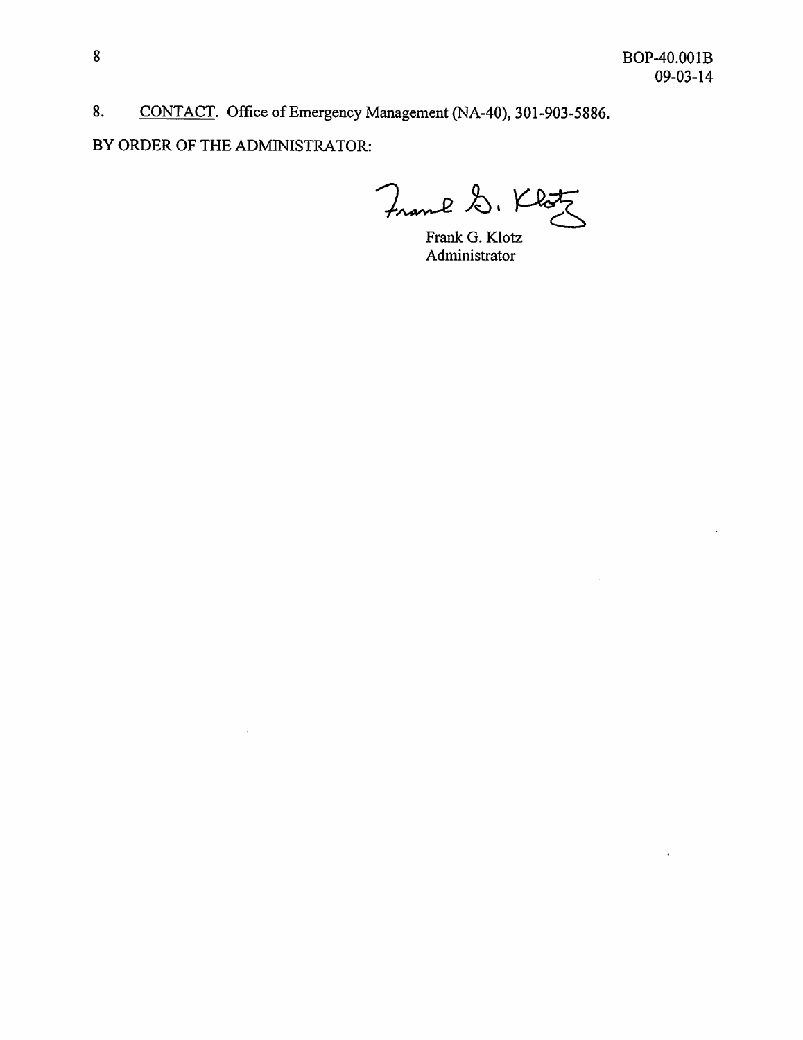8. CONTACT. Office of Emergency Management (NA-40), 301-903-5886.

BY ORDER OF THE ADMINISTRATOR:

Frank G. Klotz
Administrator